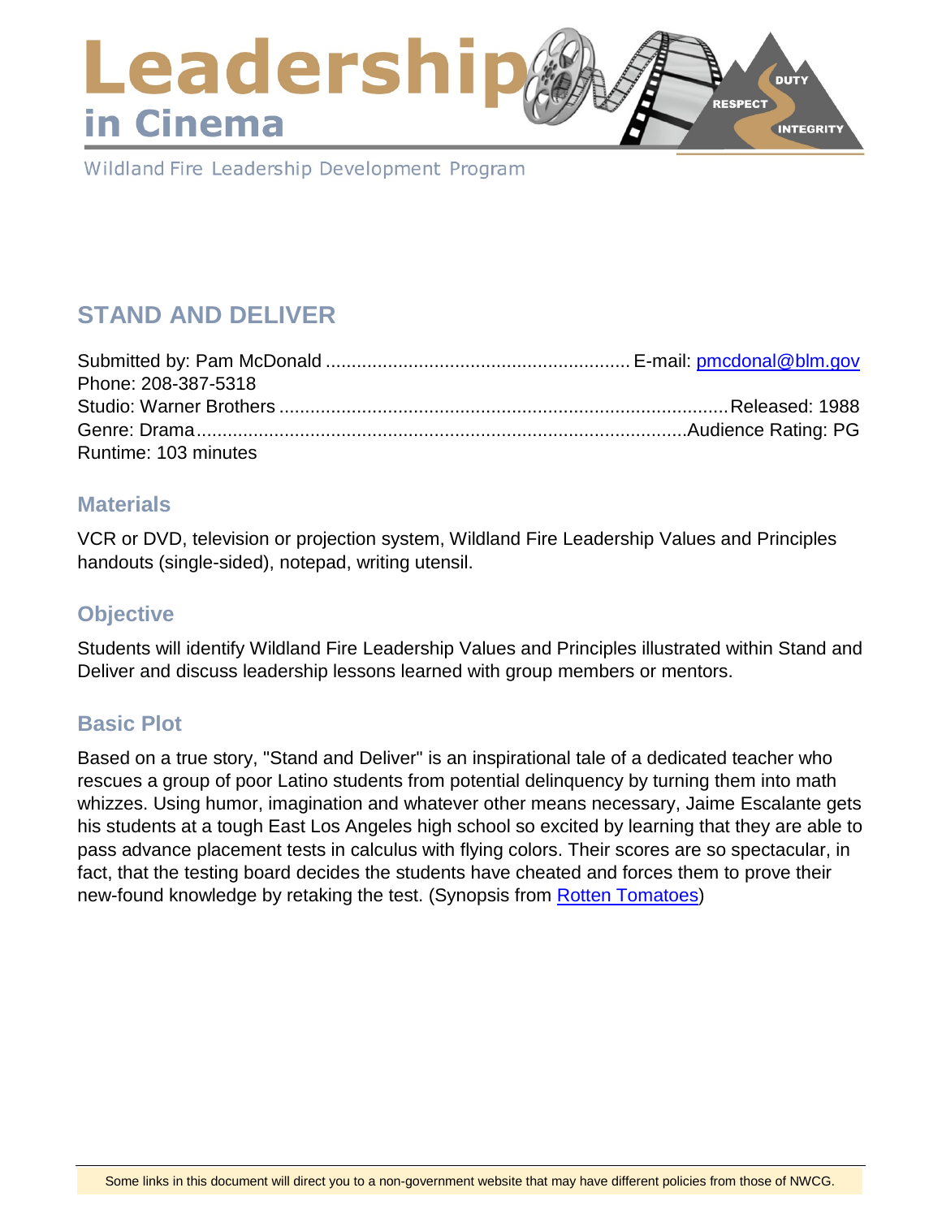# Leadership in Cinema

Wildland Fire Leadership Development Program

## STAND AND DELIVER

Submitted by: Pam McDonald ............................................................ E-mail: [pmcdonal@blm.gov](mailto:pmcdonal@blm.gov)
Phone: 208-387-5318
Studio: Warner Brothers ........................................................................................ Released: 1988
Genre: Drama ............................................................................................... Audience Rating: PG
Runtime: 103 minutes

### Materials

VCR or DVD, television or projection system, Wildland Fire Leadership Values and Principles handouts (single-sided), notepad, writing utensil.

### Objective

Students will identify Wildland Fire Leadership Values and Principles illustrated within Stand and Deliver and discuss leadership lessons learned with group members or mentors.

### Basic Plot

Based on a true story, "Stand and Deliver" is an inspirational tale of a dedicated teacher who rescues a group of poor Latino students from potential delinquency by turning them into math whizzes. Using humor, imagination and whatever other means necessary, Jaime Escalante gets his students at a tough East Los Angeles high school so excited by learning that they are able to pass advance placement tests in calculus with flying colors. Their scores are so spectacular, in fact, that the testing board decides the students have cheated and forces them to prove their new-found knowledge by retaking the test. (Synopsis from [Rotten Tomatoes](#))

Some links in this document will direct you to a non-government website that may have different policies from those of NWCG.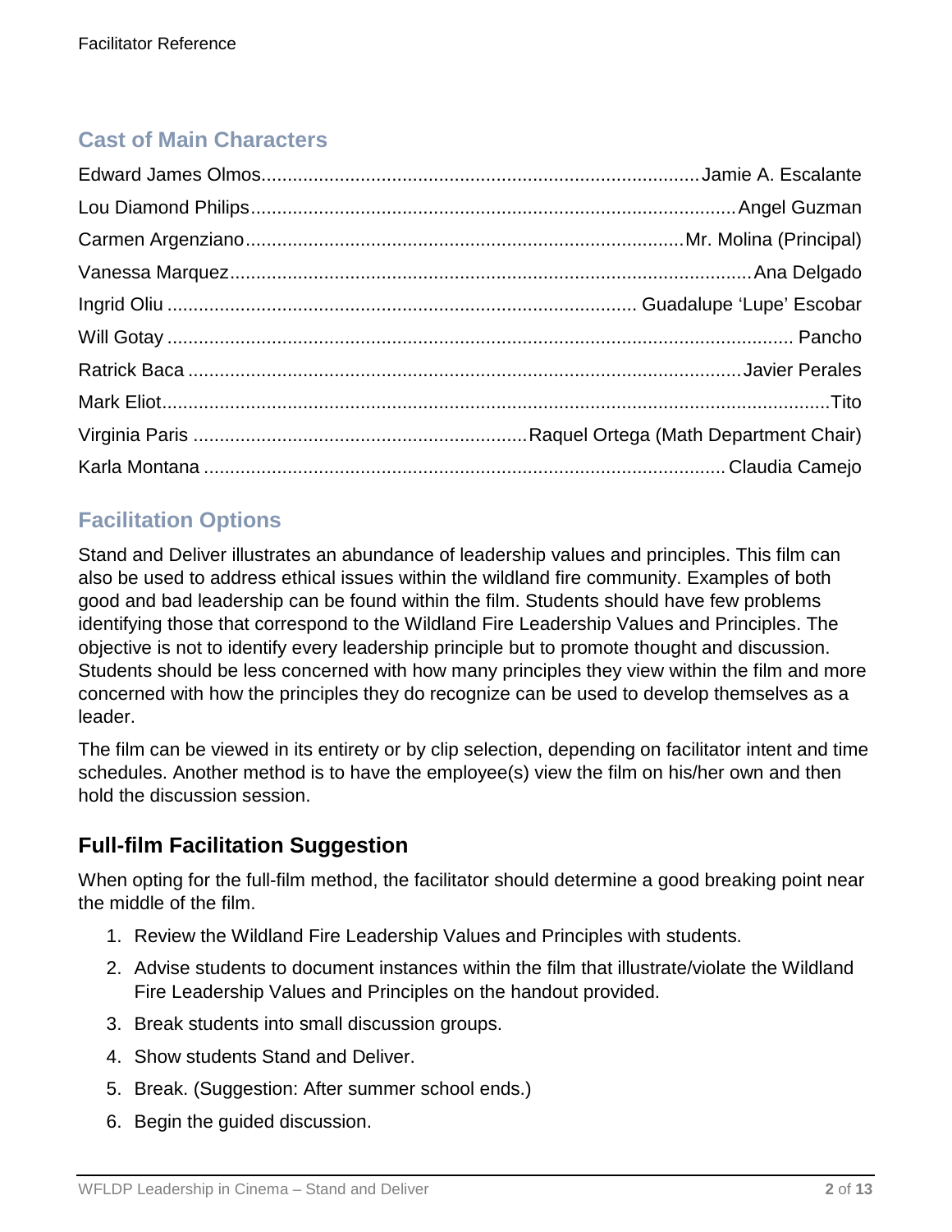## Cast of Main Characters

| | |
|---|---|
| Edward James Olmos | Jamie A. Escalante |
| Lou Diamond Philips | Angel Guzman |
| Carmen Argenziano | Mr. Molina (Principal) |
| Vanessa Marquez | Ana Delgado |
| Ingrid Oliu | Guadalupe 'Lupe' Escobar |
| Will Gotay | Pancho |
| Ratrick Baca | Javier Perales |
| Mark Eliot | Tito |
| Virginia Paris | Raquel Ortega (Math Department Chair) |
| Karla Montana | Claudia Camejo |

## Facilitation Options

Stand and Deliver illustrates an abundance of leadership values and principles. This film can also be used to address ethical issues within the wildland fire community. Examples of both good and bad leadership can be found within the film. Students should have few problems identifying those that correspond to the Wildland Fire Leadership Values and Principles. The objective is not to identify every leadership principle but to promote thought and discussion. Students should be less concerned with how many principles they view within the film and more concerned with how the principles they do recognize can be used to develop themselves as a leader.

The film can be viewed in its entirety or by clip selection, depending on facilitator intent and time schedules. Another method is to have the employee(s) view the film on his/her own and then hold the discussion session.

### Full-film Facilitation Suggestion

When opting for the full-film method, the facilitator should determine a good breaking point near the middle of the film.

1. Review the Wildland Fire Leadership Values and Principles with students.
2. Advise students to document instances within the film that illustrate/violate the Wildland Fire Leadership Values and Principles on the handout provided.
3. Break students into small discussion groups.
4. Show students Stand and Deliver.
5. Break. (Suggestion: After summer school ends.)
6. Begin the guided discussion.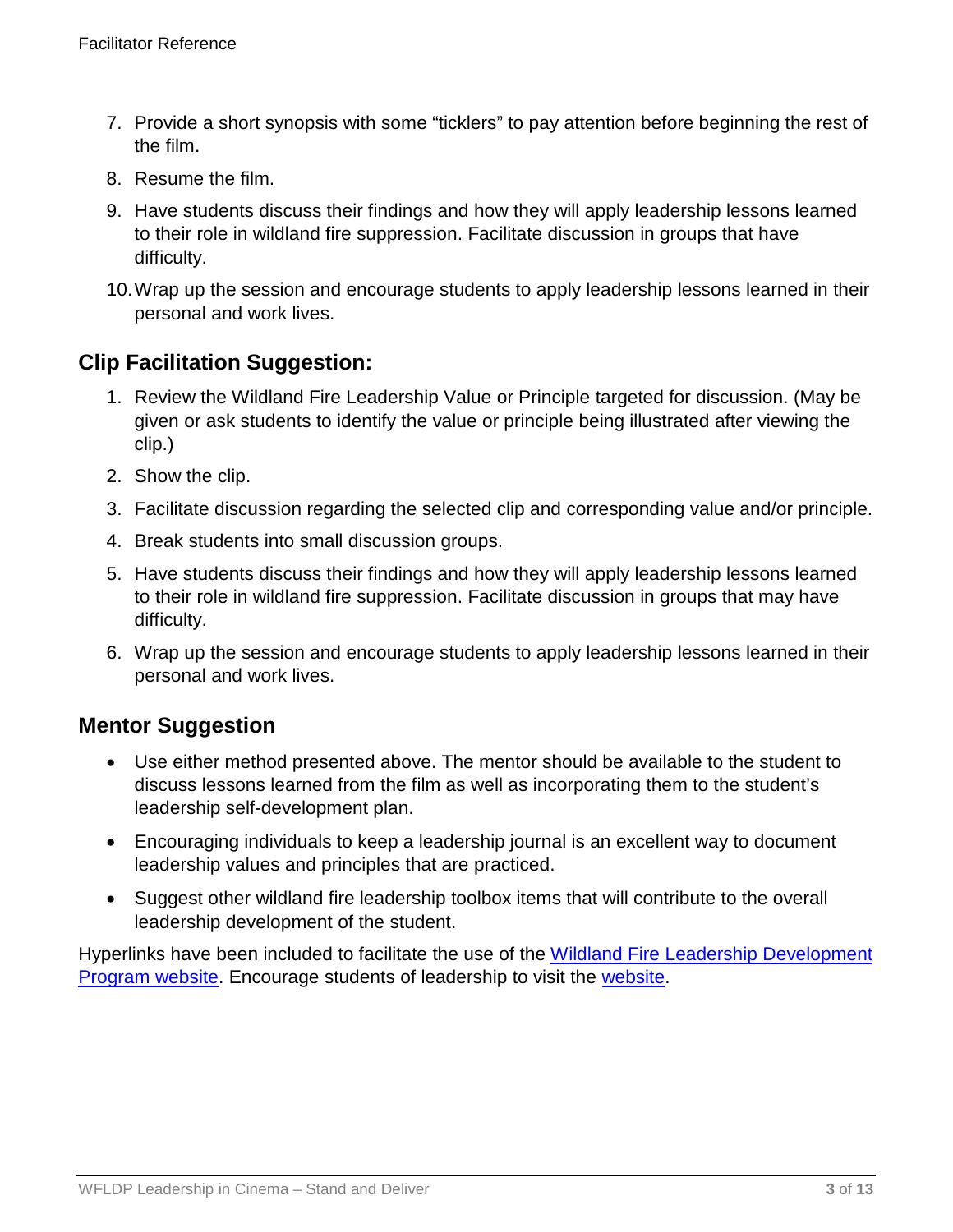7. Provide a short synopsis with some "ticklers" to pay attention before beginning the rest of the film.
8. Resume the film.
9. Have students discuss their findings and how they will apply leadership lessons learned to their role in wildland fire suppression. Facilitate discussion in groups that have difficulty.
10. Wrap up the session and encourage students to apply leadership lessons learned in their personal and work lives.

## Clip Facilitation Suggestion:

1. Review the Wildland Fire Leadership Value or Principle targeted for discussion. (May be given or ask students to identify the value or principle being illustrated after viewing the clip.)
2. Show the clip.
3. Facilitate discussion regarding the selected clip and corresponding value and/or principle.
4. Break students into small discussion groups.
5. Have students discuss their findings and how they will apply leadership lessons learned to their role in wildland fire suppression. Facilitate discussion in groups that may have difficulty.
6. Wrap up the session and encourage students to apply leadership lessons learned in their personal and work lives.

## Mentor Suggestion

- Use either method presented above. The mentor should be available to the student to discuss lessons learned from the film as well as incorporating them to the student's leadership self-development plan.
- Encouraging individuals to keep a leadership journal is an excellent way to document leadership values and principles that are practiced.
- Suggest other wildland fire leadership toolbox items that will contribute to the overall leadership development of the student.

Hyperlinks have been included to facilitate the use of the Wildland Fire Leadership Development Program website. Encourage students of leadership to visit the website.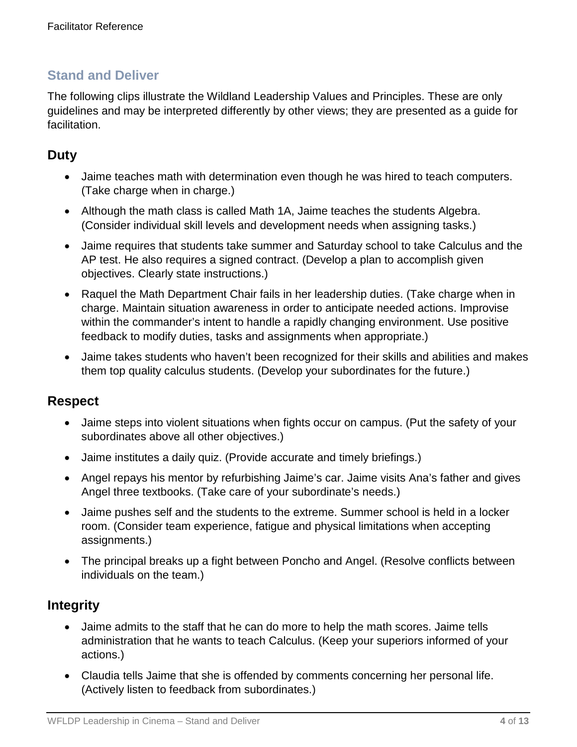## Stand and Deliver

The following clips illustrate the Wildland Leadership Values and Principles. These are only guidelines and may be interpreted differently by other views; they are presented as a guide for facilitation.

### Duty

- Jaime teaches math with determination even though he was hired to teach computers. (Take charge when in charge.)
- Although the math class is called Math 1A, Jaime teaches the students Algebra. (Consider individual skill levels and development needs when assigning tasks.)
- Jaime requires that students take summer and Saturday school to take Calculus and the AP test. He also requires a signed contract. (Develop a plan to accomplish given objectives. Clearly state instructions.)
- Raquel the Math Department Chair fails in her leadership duties. (Take charge when in charge. Maintain situation awareness in order to anticipate needed actions. Improvise within the commander's intent to handle a rapidly changing environment. Use positive feedback to modify duties, tasks and assignments when appropriate.)
- Jaime takes students who haven't been recognized for their skills and abilities and makes them top quality calculus students. (Develop your subordinates for the future.)

### Respect

- Jaime steps into violent situations when fights occur on campus. (Put the safety of your subordinates above all other objectives.)
- Jaime institutes a daily quiz. (Provide accurate and timely briefings.)
- Angel repays his mentor by refurbishing Jaime's car. Jaime visits Ana's father and gives Angel three textbooks. (Take care of your subordinate's needs.)
- Jaime pushes self and the students to the extreme. Summer school is held in a locker room. (Consider team experience, fatigue and physical limitations when accepting assignments.)
- The principal breaks up a fight between Poncho and Angel. (Resolve conflicts between individuals on the team.)

### Integrity

- Jaime admits to the staff that he can do more to help the math scores. Jaime tells administration that he wants to teach Calculus. (Keep your superiors informed of your actions.)
- Claudia tells Jaime that she is offended by comments concerning her personal life. (Actively listen to feedback from subordinates.)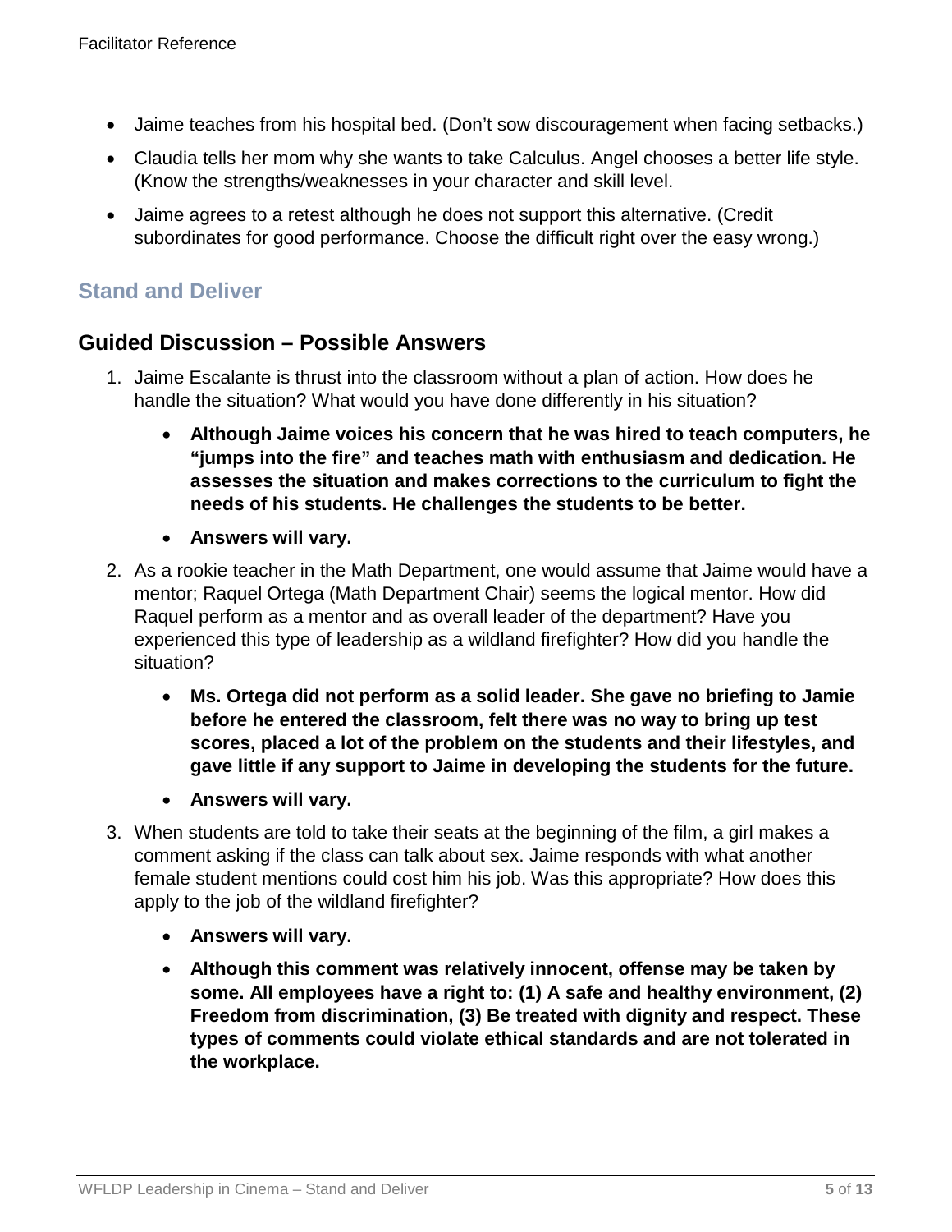- Jaime teaches from his hospital bed. (Don't sow discouragement when facing setbacks.)
- Claudia tells her mom why she wants to take Calculus. Angel chooses a better life style. (Know the strengths/weaknesses in your character and skill level.
- Jaime agrees to a retest although he does not support this alternative. (Credit subordinates for good performance. Choose the difficult right over the easy wrong.)

## Stand and Deliver

## Guided Discussion – Possible Answers

1. Jaime Escalante is thrust into the classroom without a plan of action. How does he handle the situation? What would you have done differently in his situation?
   - **Although Jaime voices his concern that he was hired to teach computers, he "jumps into the fire" and teaches math with enthusiasm and dedication. He assesses the situation and makes corrections to the curriculum to fight the needs of his students. He challenges the students to be better.**
   - **Answers will vary.**
2. As a rookie teacher in the Math Department, one would assume that Jaime would have a mentor; Raquel Ortega (Math Department Chair) seems the logical mentor. How did Raquel perform as a mentor and as overall leader of the department? Have you experienced this type of leadership as a wildland firefighter? How did you handle the situation?
   - **Ms. Ortega did not perform as a solid leader. She gave no briefing to Jamie before he entered the classroom, felt there was no way to bring up test scores, placed a lot of the problem on the students and their lifestyles, and gave little if any support to Jaime in developing the students for the future.**
   - **Answers will vary.**
3. When students are told to take their seats at the beginning of the film, a girl makes a comment asking if the class can talk about sex. Jaime responds with what another female student mentions could cost him his job. Was this appropriate? How does this apply to the job of the wildland firefighter?
   - **Answers will vary.**
   - **Although this comment was relatively innocent, offense may be taken by some. All employees have a right to: (1) A safe and healthy environment, (2) Freedom from discrimination, (3) Be treated with dignity and respect. These types of comments could violate ethical standards and are not tolerated in the workplace.**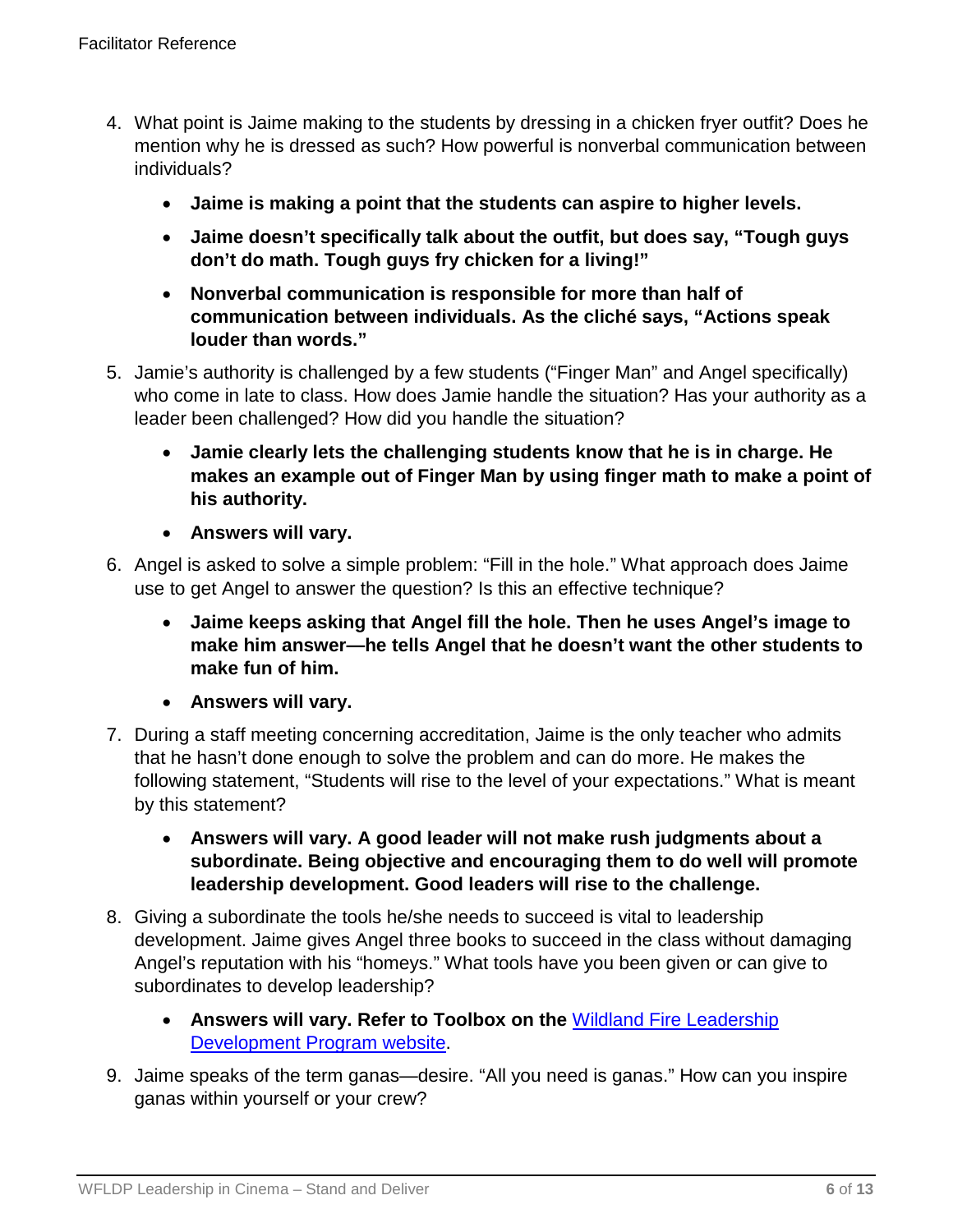4. What point is Jaime making to the students by dressing in a chicken fryer outfit? Does he mention why he is dressed as such? How powerful is nonverbal communication between individuals?
    - **Jaime is making a point that the students can aspire to higher levels.**
    - **Jaime doesn't specifically talk about the outfit, but does say, "Tough guys don't do math. Tough guys fry chicken for a living!"**
    - **Nonverbal communication is responsible for more than half of communication between individuals. As the cliché says, "Actions speak louder than words."**
5. Jamie's authority is challenged by a few students ("Finger Man" and Angel specifically) who come in late to class. How does Jamie handle the situation? Has your authority as a leader been challenged? How did you handle the situation?
    - **Jamie clearly lets the challenging students know that he is in charge. He makes an example out of Finger Man by using finger math to make a point of his authority.**
    - **Answers will vary.**
6. Angel is asked to solve a simple problem: "Fill in the hole." What approach does Jaime use to get Angel to answer the question? Is this an effective technique?
    - **Jaime keeps asking that Angel fill the hole. Then he uses Angel's image to make him answer—he tells Angel that he doesn't want the other students to make fun of him.**
    - **Answers will vary.**
7. During a staff meeting concerning accreditation, Jaime is the only teacher who admits that he hasn't done enough to solve the problem and can do more. He makes the following statement, "Students will rise to the level of your expectations." What is meant by this statement?
    - **Answers will vary. A good leader will not make rush judgments about a subordinate. Being objective and encouraging them to do well will promote leadership development. Good leaders will rise to the challenge.**
8. Giving a subordinate the tools he/she needs to succeed is vital to leadership development. Jaime gives Angel three books to succeed in the class without damaging Angel's reputation with his "homeys." What tools have you been given or can give to subordinates to develop leadership?
    - **Answers will vary. Refer to Toolbox on the** Wildland Fire Leadership Development Program website.
9. Jaime speaks of the term ganas—desire. "All you need is ganas." How can you inspire ganas within yourself or your crew?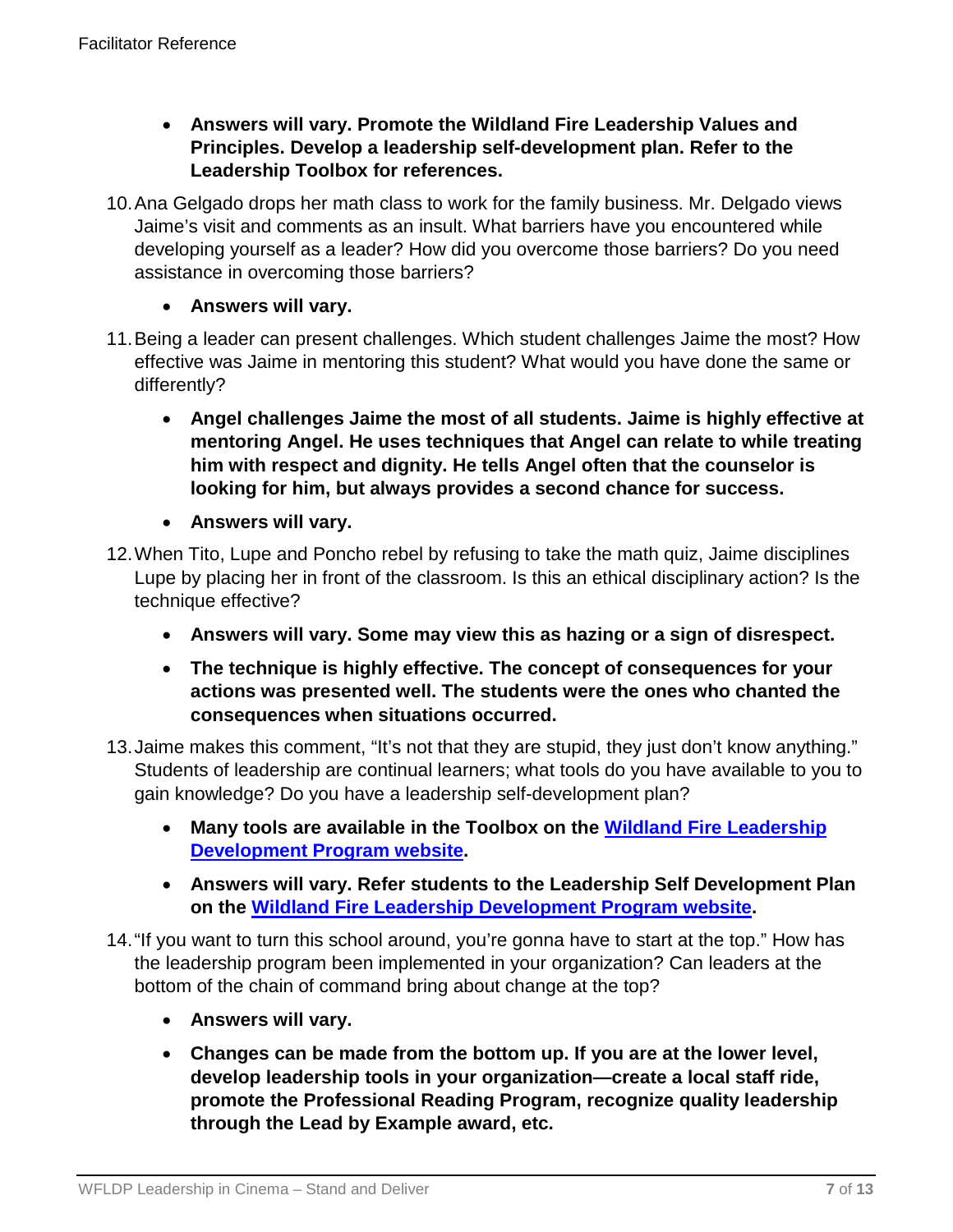- **Answers will vary. Promote the Wildland Fire Leadership Values and Principles. Develop a leadership self-development plan. Refer to the Leadership Toolbox for references.**

10. Ana Gelgado drops her math class to work for the family business. Mr. Delgado views Jaime's visit and comments as an insult. What barriers have you encountered while developing yourself as a leader? How did you overcome those barriers? Do you need assistance in overcoming those barriers?
    - **Answers will vary.**
11. Being a leader can present challenges. Which student challenges Jaime the most? How effective was Jaime in mentoring this student? What would you have done the same or differently?
    - **Angel challenges Jaime the most of all students. Jaime is highly effective at mentoring Angel. He uses techniques that Angel can relate to while treating him with respect and dignity. He tells Angel often that the counselor is looking for him, but always provides a second chance for success.**
    - **Answers will vary.**
12. When Tito, Lupe and Poncho rebel by refusing to take the math quiz, Jaime disciplines Lupe by placing her in front of the classroom. Is this an ethical disciplinary action? Is the technique effective?
    - **Answers will vary. Some may view this as hazing or a sign of disrespect.**
    - **The technique is highly effective. The concept of consequences for your actions was presented well. The students were the ones who chanted the consequences when situations occurred.**
13. Jaime makes this comment, "It's not that they are stupid, they just don't know anything." Students of leadership are continual learners; what tools do you have available to you to gain knowledge? Do you have a leadership self-development plan?
    - **Many tools are available in the Toolbox on the [Wildland Fire Leadership Development Program website](#).**
    - **Answers will vary. Refer students to the Leadership Self Development Plan on the [Wildland Fire Leadership Development Program website](#).**
14. "If you want to turn this school around, you're gonna have to start at the top." How has the leadership program been implemented in your organization? Can leaders at the bottom of the chain of command bring about change at the top?
    - **Answers will vary.**
    - **Changes can be made from the bottom up. If you are at the lower level, develop leadership tools in your organization—create a local staff ride, promote the Professional Reading Program, recognize quality leadership through the Lead by Example award, etc.**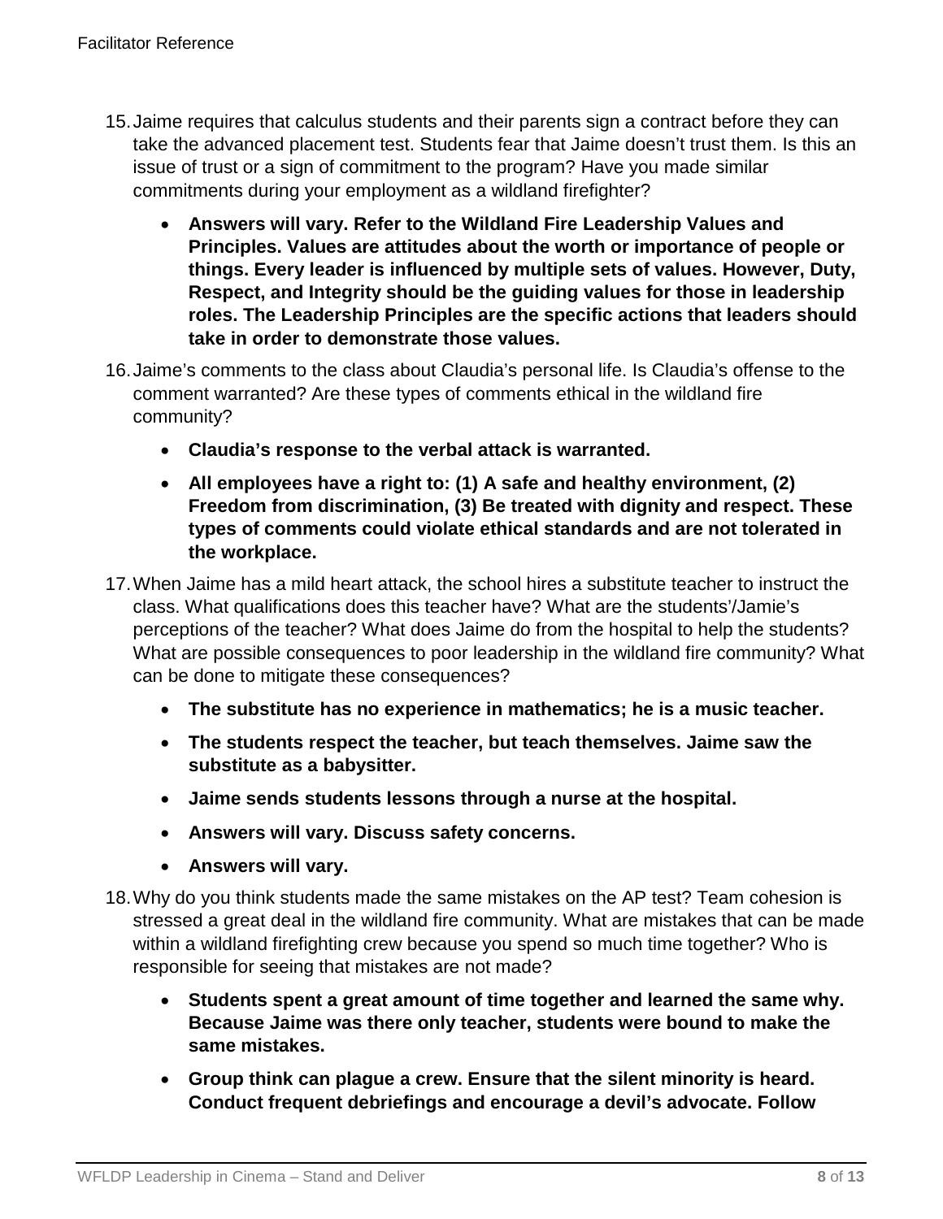15. Jaime requires that calculus students and their parents sign a contract before they can take the advanced placement test. Students fear that Jaime doesn't trust them. Is this an issue of trust or a sign of commitment to the program? Have you made similar commitments during your employment as a wildland firefighter?

    - **Answers will vary. Refer to the Wildland Fire Leadership Values and Principles. Values are attitudes about the worth or importance of people or things. Every leader is influenced by multiple sets of values. However, Duty, Respect, and Integrity should be the guiding values for those in leadership roles. The Leadership Principles are the specific actions that leaders should take in order to demonstrate those values.**

16. Jaime's comments to the class about Claudia's personal life. Is Claudia's offense to the comment warranted? Are these types of comments ethical in the wildland fire community?

    - **Claudia's response to the verbal attack is warranted.**
    - **All employees have a right to: (1) A safe and healthy environment, (2) Freedom from discrimination, (3) Be treated with dignity and respect. These types of comments could violate ethical standards and are not tolerated in the workplace.**

17. When Jaime has a mild heart attack, the school hires a substitute teacher to instruct the class. What qualifications does this teacher have? What are the students'/Jamie's perceptions of the teacher? What does Jaime do from the hospital to help the students? What are possible consequences to poor leadership in the wildland fire community? What can be done to mitigate these consequences?

    - **The substitute has no experience in mathematics; he is a music teacher.**
    - **The students respect the teacher, but teach themselves. Jaime saw the substitute as a babysitter.**
    - **Jaime sends students lessons through a nurse at the hospital.**
    - **Answers will vary. Discuss safety concerns.**
    - **Answers will vary.**

18. Why do you think students made the same mistakes on the AP test? Team cohesion is stressed a great deal in the wildland fire community. What are mistakes that can be made within a wildland firefighting crew because you spend so much time together? Who is responsible for seeing that mistakes are not made?

    - **Students spent a great amount of time together and learned the same why. Because Jaime was there only teacher, students were bound to make the same mistakes.**
    - **Group think can plague a crew. Ensure that the silent minority is heard. Conduct frequent debriefings and encourage a devil's advocate. Follow**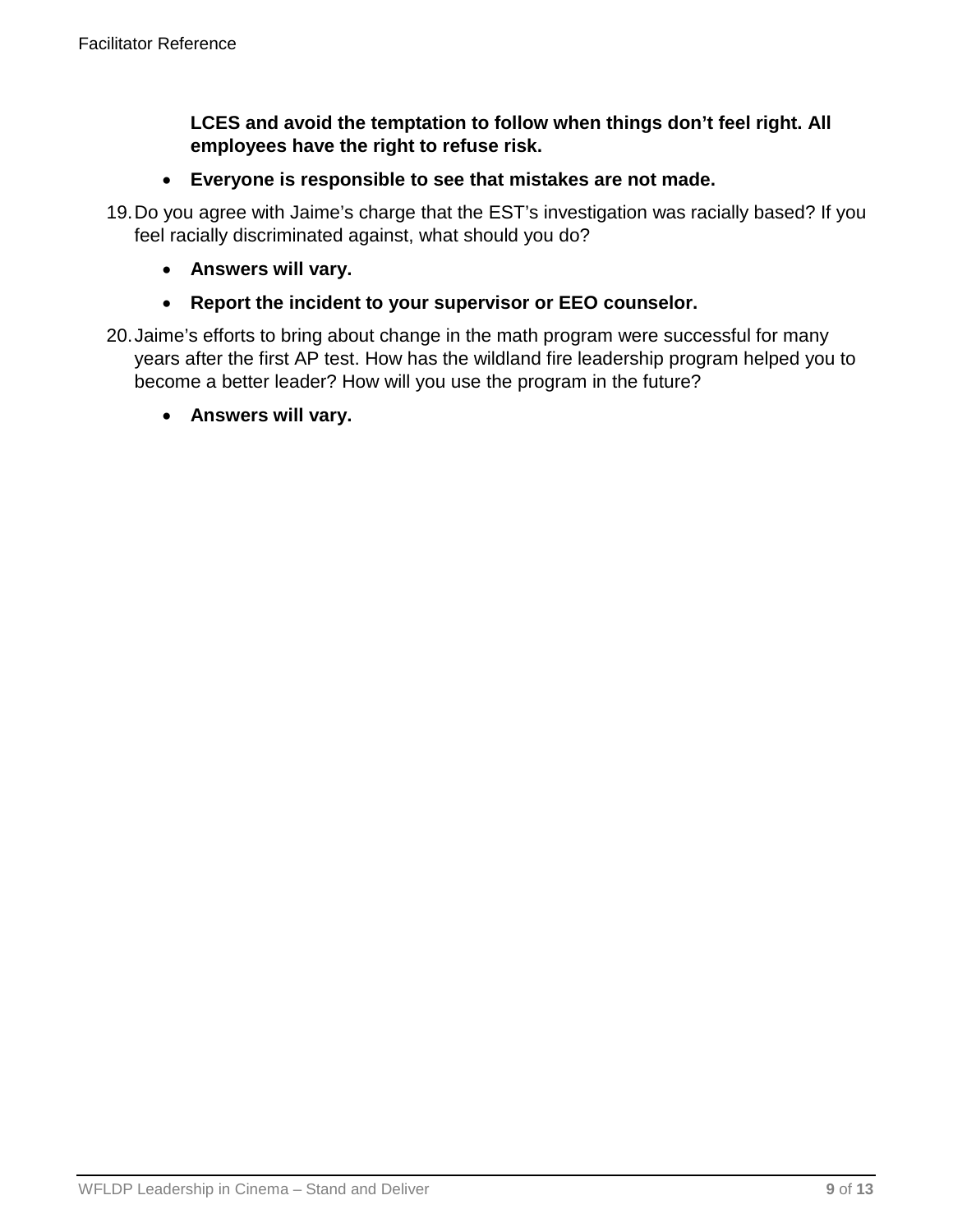**LCES and avoid the temptation to follow when things don't feel right. All employees have the right to refuse risk.**

- **Everyone is responsible to see that mistakes are not made.**

19. Do you agree with Jaime's charge that the EST's investigation was racially based? If you feel racially discriminated against, what should you do?
    - **Answers will vary.**
    - **Report the incident to your supervisor or EEO counselor.**
20. Jaime's efforts to bring about change in the math program were successful for many years after the first AP test. How has the wildland fire leadership program helped you to become a better leader? How will you use the program in the future?
    - **Answers will vary.**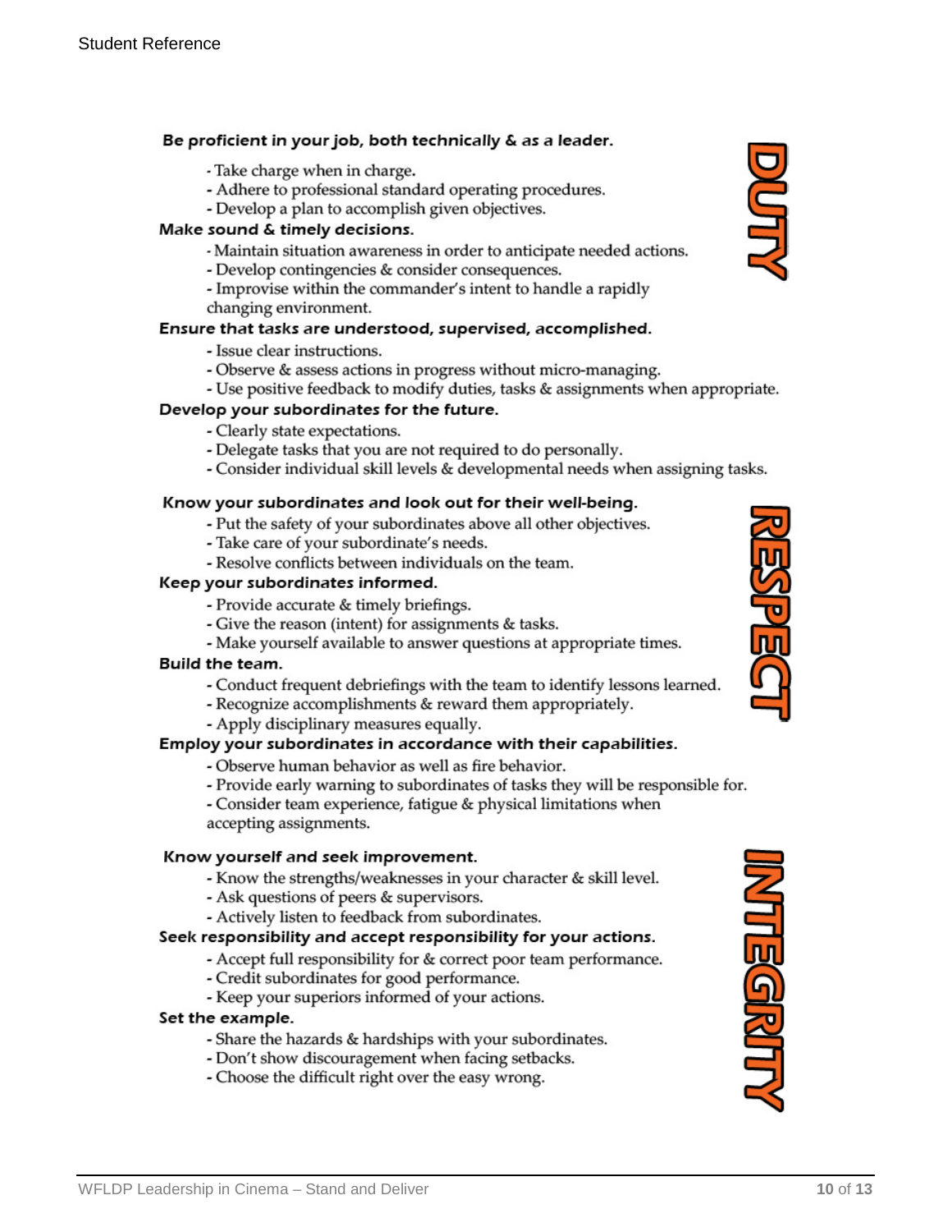## DUTY

**Be proficient in your job, both technically & as a leader.**

- Take charge when in charge.
- Adhere to professional standard operating procedures.
- Develop a plan to accomplish given objectives.

**Make sound & timely decisions.**

- Maintain situation awareness in order to anticipate needed actions.
- Develop contingencies & consider consequences.
- Improvise within the commander's intent to handle a rapidly changing environment.

**Ensure that tasks are understood, supervised, accomplished.**

- Issue clear instructions.
- Observe & assess actions in progress without micro-managing.
- Use positive feedback to modify duties, tasks & assignments when appropriate.

**Develop your subordinates for the future.**

- Clearly state expectations.
- Delegate tasks that you are not required to do personally.
- Consider individual skill levels & developmental needs when assigning tasks.

## RESPECT

**Know your subordinates and look out for their well-being.**

- Put the safety of your subordinates above all other objectives.
- Take care of your subordinate's needs.
- Resolve conflicts between individuals on the team.

**Keep your subordinates informed.**

- Provide accurate & timely briefings.
- Give the reason (intent) for assignments & tasks.
- Make yourself available to answer questions at appropriate times.

**Build the team.**

- Conduct frequent debriefings with the team to identify lessons learned.
- Recognize accomplishments & reward them appropriately.
- Apply disciplinary measures equally.

**Employ your subordinates in accordance with their capabilities.**

- Observe human behavior as well as fire behavior.
- Provide early warning to subordinates of tasks they will be responsible for.
- Consider team experience, fatigue & physical limitations when accepting assignments.

## INTEGRITY

**Know yourself and seek improvement.**

- Know the strengths/weaknesses in your character & skill level.
- Ask questions of peers & supervisors.
- Actively listen to feedback from subordinates.

**Seek responsibility and accept responsibility for your actions.**

- Accept full responsibility for & correct poor team performance.
- Credit subordinates for good performance.
- Keep your superiors informed of your actions.

**Set the example.**

- Share the hazards & hardships with your subordinates.
- Don't show discouragement when facing setbacks.
- Choose the difficult right over the easy wrong.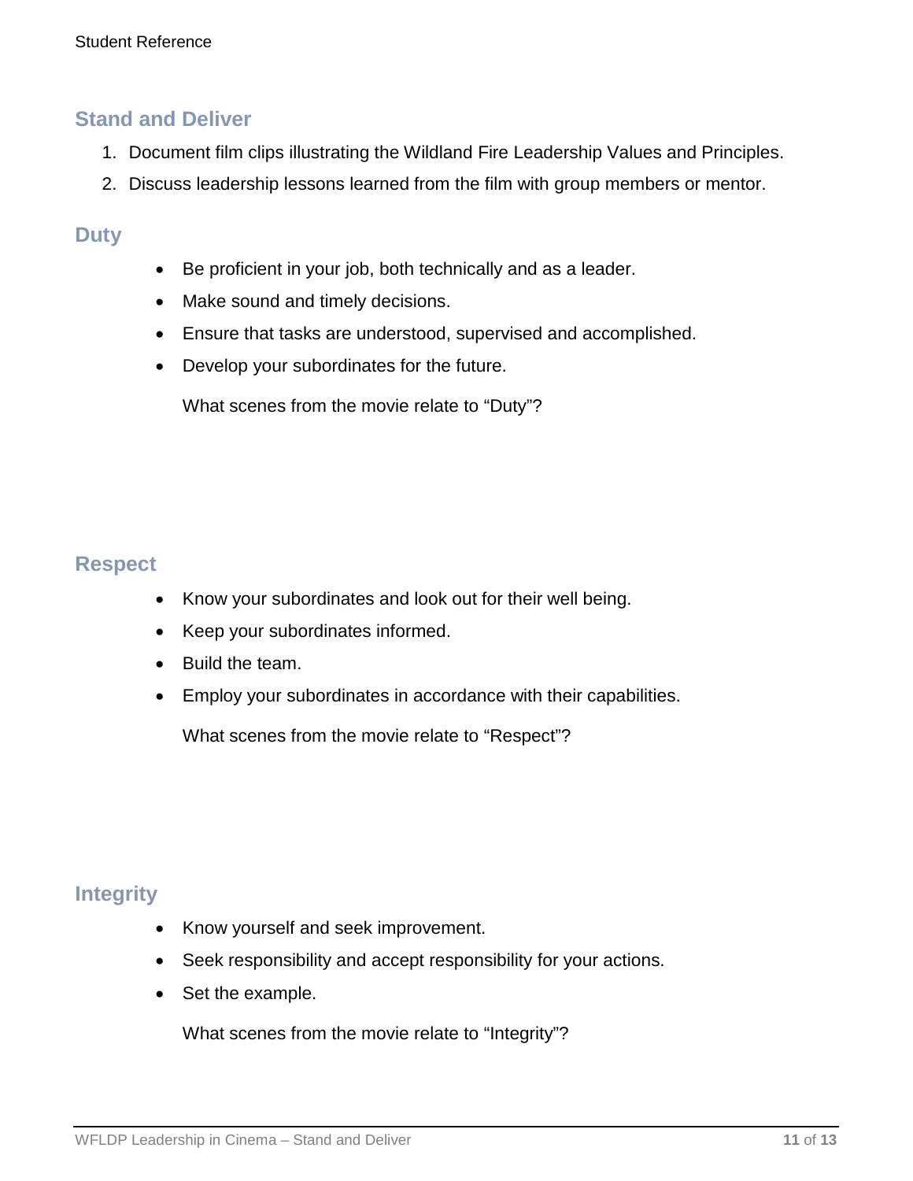## Stand and Deliver

1. Document film clips illustrating the Wildland Fire Leadership Values and Principles.
2. Discuss leadership lessons learned from the film with group members or mentor.

## Duty

- Be proficient in your job, both technically and as a leader.
- Make sound and timely decisions.
- Ensure that tasks are understood, supervised and accomplished.
- Develop your subordinates for the future.

What scenes from the movie relate to "Duty"?

## Respect

- Know your subordinates and look out for their well being.
- Keep your subordinates informed.
- Build the team.
- Employ your subordinates in accordance with their capabilities.

What scenes from the movie relate to "Respect"?

## Integrity

- Know yourself and seek improvement.
- Seek responsibility and accept responsibility for your actions.
- Set the example.

What scenes from the movie relate to "Integrity"?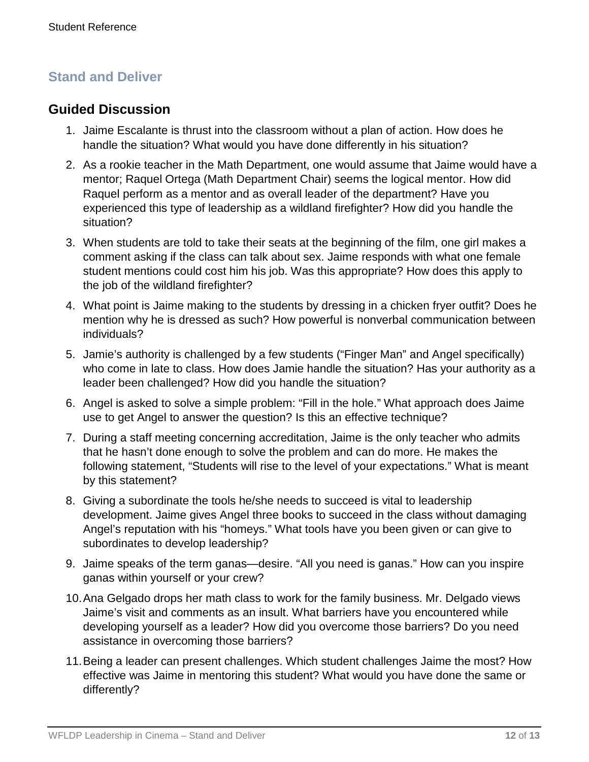## Stand and Deliver

### Guided Discussion

1. Jaime Escalante is thrust into the classroom without a plan of action. How does he handle the situation? What would you have done differently in his situation?
2. As a rookie teacher in the Math Department, one would assume that Jaime would have a mentor; Raquel Ortega (Math Department Chair) seems the logical mentor. How did Raquel perform as a mentor and as overall leader of the department? Have you experienced this type of leadership as a wildland firefighter? How did you handle the situation?
3. When students are told to take their seats at the beginning of the film, one girl makes a comment asking if the class can talk about sex. Jaime responds with what one female student mentions could cost him his job. Was this appropriate? How does this apply to the job of the wildland firefighter?
4. What point is Jaime making to the students by dressing in a chicken fryer outfit? Does he mention why he is dressed as such? How powerful is nonverbal communication between individuals?
5. Jamie's authority is challenged by a few students ("Finger Man" and Angel specifically) who come in late to class. How does Jamie handle the situation? Has your authority as a leader been challenged? How did you handle the situation?
6. Angel is asked to solve a simple problem: "Fill in the hole." What approach does Jaime use to get Angel to answer the question? Is this an effective technique?
7. During a staff meeting concerning accreditation, Jaime is the only teacher who admits that he hasn't done enough to solve the problem and can do more. He makes the following statement, "Students will rise to the level of your expectations." What is meant by this statement?
8. Giving a subordinate the tools he/she needs to succeed is vital to leadership development. Jaime gives Angel three books to succeed in the class without damaging Angel's reputation with his "homeys." What tools have you been given or can give to subordinates to develop leadership?
9. Jaime speaks of the term ganas—desire. "All you need is ganas." How can you inspire ganas within yourself or your crew?
10. Ana Gelgado drops her math class to work for the family business. Mr. Delgado views Jaime's visit and comments as an insult. What barriers have you encountered while developing yourself as a leader? How did you overcome those barriers? Do you need assistance in overcoming those barriers?
11. Being a leader can present challenges. Which student challenges Jaime the most? How effective was Jaime in mentoring this student? What would you have done the same or differently?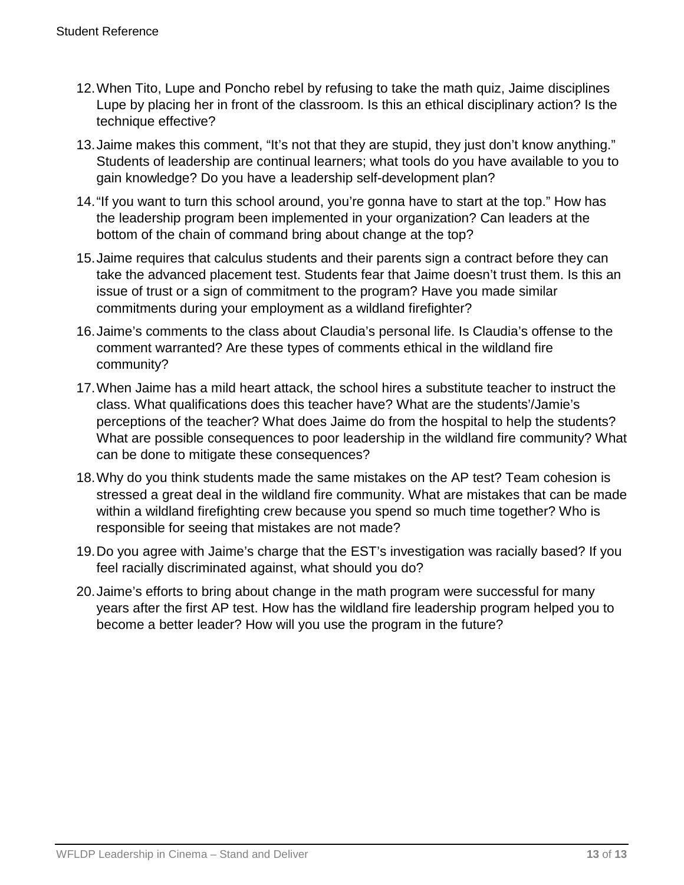12. When Tito, Lupe and Poncho rebel by refusing to take the math quiz, Jaime disciplines Lupe by placing her in front of the classroom. Is this an ethical disciplinary action? Is the technique effective?
13. Jaime makes this comment, “It’s not that they are stupid, they just don’t know anything.” Students of leadership are continual learners; what tools do you have available to you to gain knowledge? Do you have a leadership self-development plan?
14. “If you want to turn this school around, you’re gonna have to start at the top.” How has the leadership program been implemented in your organization? Can leaders at the bottom of the chain of command bring about change at the top?
15. Jaime requires that calculus students and their parents sign a contract before they can take the advanced placement test. Students fear that Jaime doesn’t trust them. Is this an issue of trust or a sign of commitment to the program? Have you made similar commitments during your employment as a wildland firefighter?
16. Jaime’s comments to the class about Claudia’s personal life. Is Claudia’s offense to the comment warranted? Are these types of comments ethical in the wildland fire community?
17. When Jaime has a mild heart attack, the school hires a substitute teacher to instruct the class. What qualifications does this teacher have? What are the students’/Jamie’s perceptions of the teacher? What does Jaime do from the hospital to help the students? What are possible consequences to poor leadership in the wildland fire community? What can be done to mitigate these consequences?
18. Why do you think students made the same mistakes on the AP test? Team cohesion is stressed a great deal in the wildland fire community. What are mistakes that can be made within a wildland firefighting crew because you spend so much time together? Who is responsible for seeing that mistakes are not made?
19. Do you agree with Jaime’s charge that the EST’s investigation was racially based? If you feel racially discriminated against, what should you do?
20. Jaime’s efforts to bring about change in the math program were successful for many years after the first AP test. How has the wildland fire leadership program helped you to become a better leader? How will you use the program in the future?